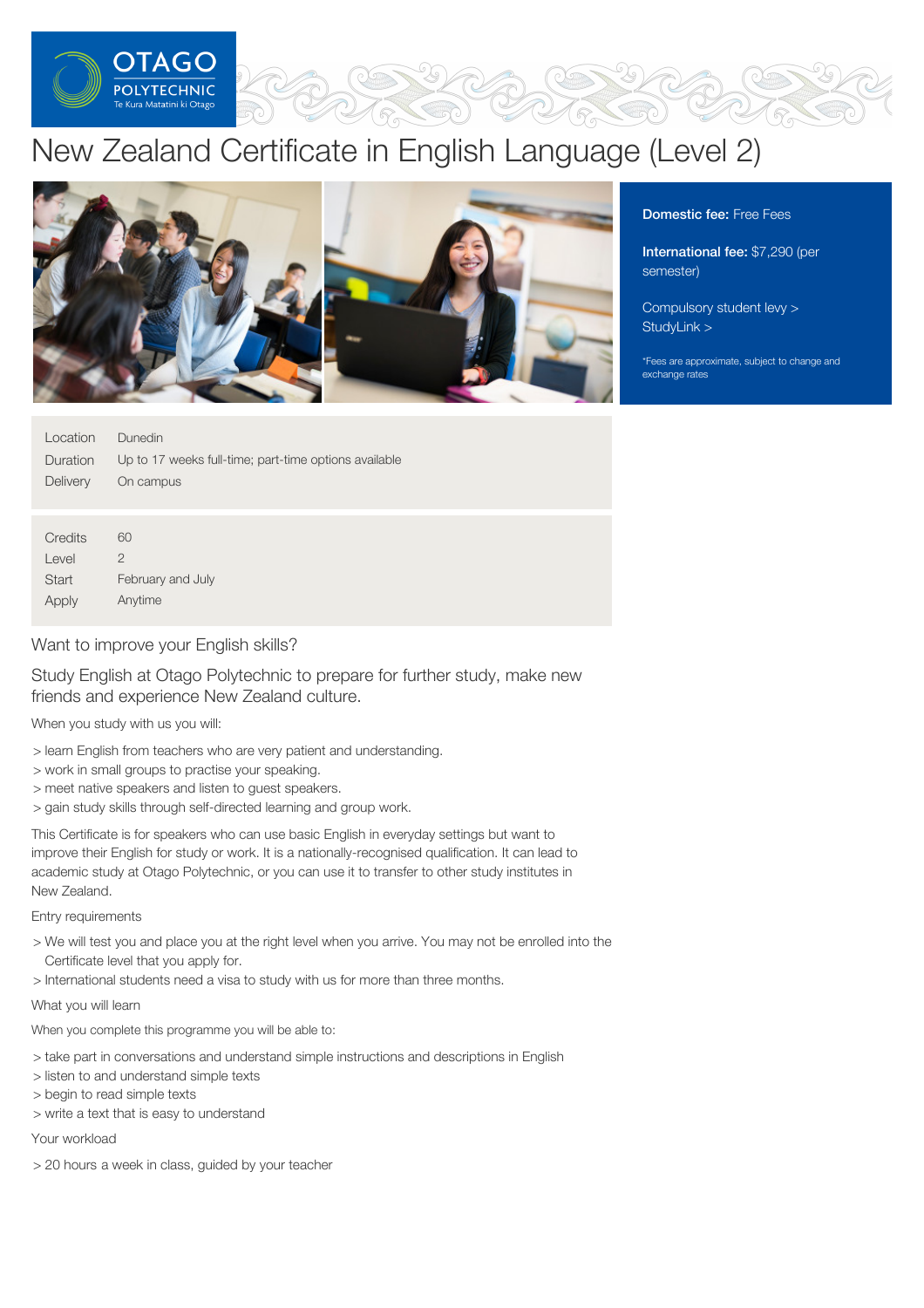OTAGO POLYTECHNIC
Te Kura Matatini ki Otago

# New Zealand Certificate in English Language (Level 2)

**Domestic fee:** Free Fees

**International fee:** $7,290 (per semester)

Compulsory student levy >
StudyLink >

*Fees are approximate, subject to change and exchange rates

| | |
|---|---|
| Location | Dunedin |
| Duration | Up to 17 weeks full-time; part-time options available |
| Delivery | On campus |

| | |
|---|---|
| Credits | 60 |
| Level | 2 |
| Start | February and July |
| Apply | Anytime |

## Want to improve your English skills?

## Study English at Otago Polytechnic to prepare for further study, make new friends and experience New Zealand culture.

When you study with us you will:

> learn English from teachers who are very patient and understanding.
> work in small groups to practise your speaking.
> meet native speakers and listen to guest speakers.
> gain study skills through self-directed learning and group work.

This Certificate is for speakers who can use basic English in everyday settings but want to improve their English for study or work. It is a nationally-recognised qualification. It can lead to academic study at Otago Polytechnic, or you can use it to transfer to other study institutes in New Zealand.

### Entry requirements

> We will test you and place you at the right level when you arrive. You may not be enrolled into the Certificate level that you apply for.
> International students need a visa to study with us for more than three months.

### What you will learn

When you complete this programme you will be able to:

> take part in conversations and understand simple instructions and descriptions in English
> listen to and understand simple texts
> begin to read simple texts
> write a text that is easy to understand

### Your workload

> 20 hours a week in class, guided by your teacher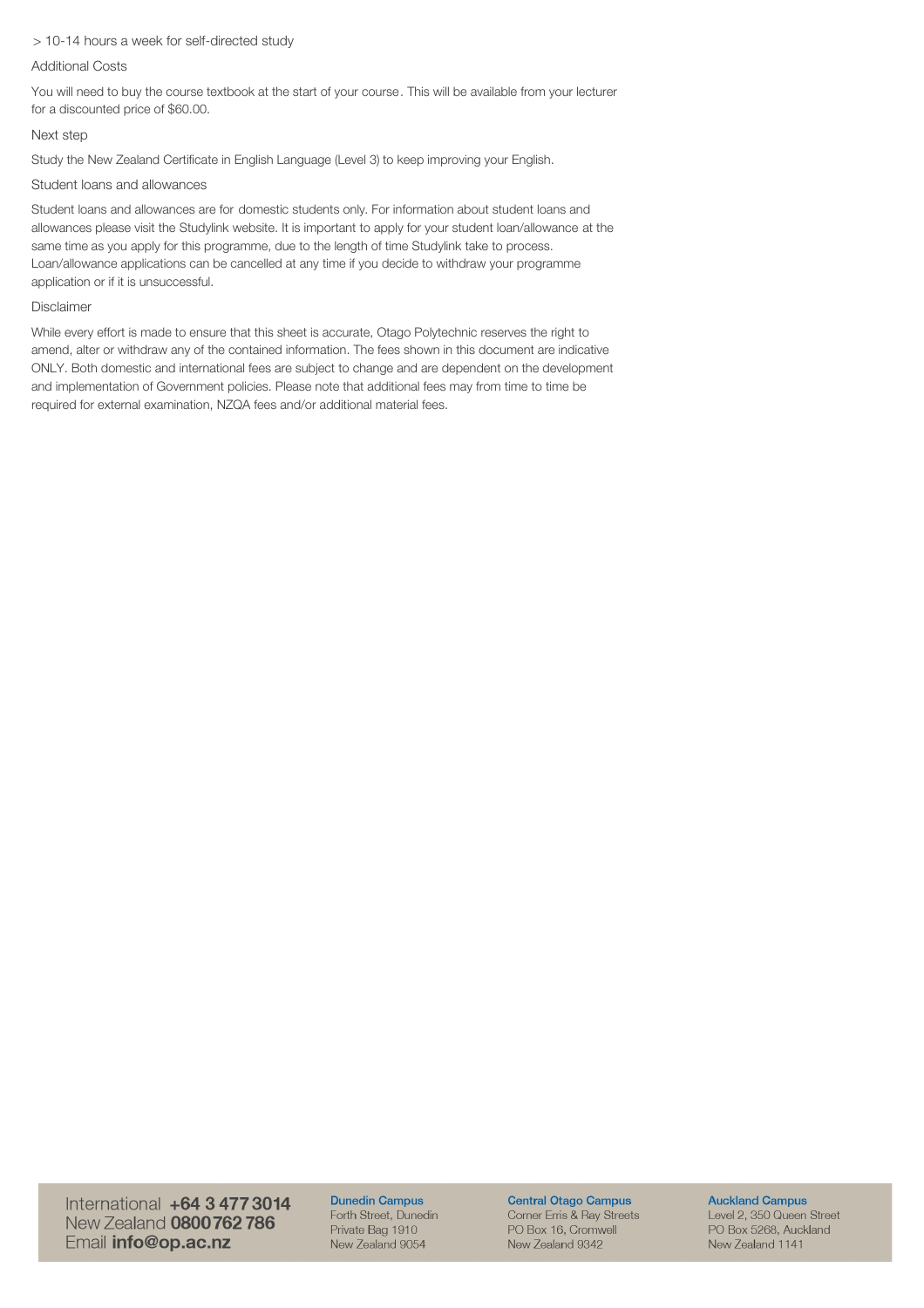> 10-14 hours a week for self-directed study

## Additional Costs

You will need to buy the course textbook at the start of your course. This will be available from your lecturer for a discounted price of $60.00.

## Next step

Study the New Zealand Certificate in English Language (Level 3) to keep improving your English.

## Student loans and allowances

Student loans and allowances are for domestic students only. For information about student loans and allowances please visit the Studylink website. It is important to apply for your student loan/allowance at the same time as you apply for this programme, due to the length of time Studylink take to process. Loan/allowance applications can be cancelled at any time if you decide to withdraw your programme application or if it is unsuccessful.

## Disclaimer

While every effort is made to ensure that this sheet is accurate, Otago Polytechnic reserves the right to amend, alter or withdraw any of the contained information. The fees shown in this document are indicative ONLY. Both domestic and international fees are subject to change and are dependent on the development and implementation of Government policies. Please note that additional fees may from time to time be required for external examination, NZQA fees and/or additional material fees.

International **+64 3 477 3014**
New Zealand **0800 762 786**
Email **info@op.ac.nz**

**Dunedin Campus**
Forth Street, Dunedin
Private Bag 1910
New Zealand 9054

**Central Otago Campus**
Corner Erris & Ray Streets
PO Box 16, Cromwell
New Zealand 9342

**Auckland Campus**
Level 2, 350 Queen Street
PO Box 5268, Auckland
New Zealand 1141